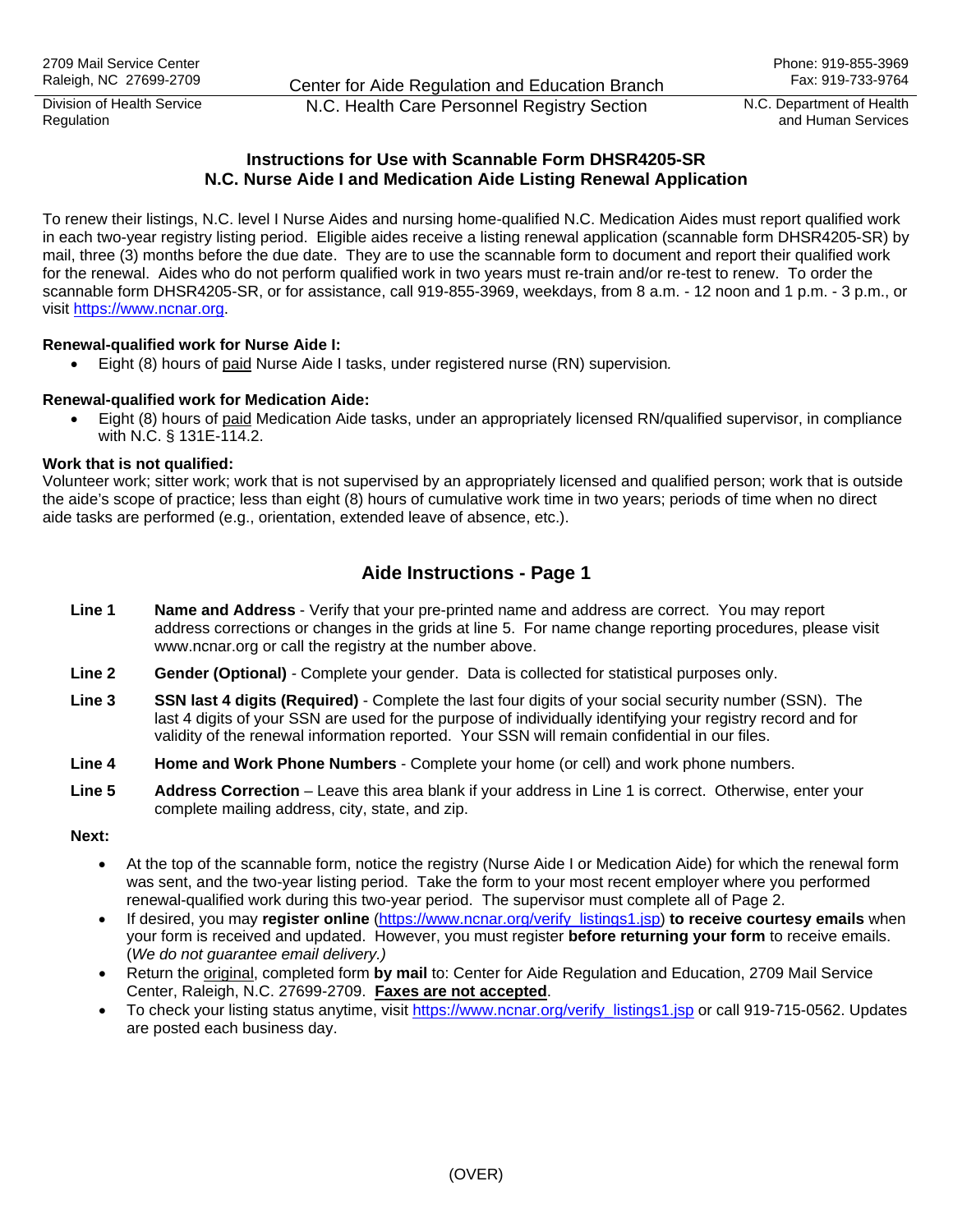2709 Mail Service Center
Raleigh, NC 27699-2709

Division of Health Service Regulation

Center for Aide Regulation and Education Branch
N.C. Health Care Personnel Registry Section

Phone: 919-855-3969
Fax: 919-733-9764

N.C. Department of Health and Human Services

# Instructions for Use with Scannable Form DHSR4205-SR
# N.C. Nurse Aide I and Medication Aide Listing Renewal Application

To renew their listings, N.C. level I Nurse Aides and nursing home-qualified N.C. Medication Aides must report qualified work in each two-year registry listing period. Eligible aides receive a listing renewal application (scannable form DHSR4205-SR) by mail, three (3) months before the due date. They are to use the scannable form to document and report their qualified work for the renewal. Aides who do not perform qualified work in two years must re-train and/or re-test to renew. To order the scannable form DHSR4205-SR, or for assistance, call 919-855-3969, weekdays, from 8 a.m. - 12 noon and 1 p.m. - 3 p.m., or visit https://www.ncnar.org.

**Renewal-qualified work for Nurse Aide I:**

- Eight (8) hours of paid Nurse Aide I tasks, under registered nurse (RN) supervision.

**Renewal-qualified work for Medication Aide:**

- Eight (8) hours of paid Medication Aide tasks, under an appropriately licensed RN/qualified supervisor, in compliance with N.C. § 131E-114.2.

**Work that is not qualified:**
Volunteer work; sitter work; work that is not supervised by an appropriately licensed and qualified person; work that is outside the aide's scope of practice; less than eight (8) hours of cumulative work time in two years; periods of time when no direct aide tasks are performed (e.g., orientation, extended leave of absence, etc.).

## Aide Instructions - Page 1

**Line 1** **Name and Address** - Verify that your pre-printed name and address are correct. You may report address corrections or changes in the grids at line 5. For name change reporting procedures, please visit www.ncnar.org or call the registry at the number above.

**Line 2** **Gender (Optional)** - Complete your gender. Data is collected for statistical purposes only.

**Line 3** **SSN last 4 digits (Required)** - Complete the last four digits of your social security number (SSN). The last 4 digits of your SSN are used for the purpose of individually identifying your registry record and for validity of the renewal information reported. Your SSN will remain confidential in our files.

**Line 4** **Home and Work Phone Numbers** - Complete your home (or cell) and work phone numbers.

**Line 5** **Address Correction** – Leave this area blank if your address in Line 1 is correct. Otherwise, enter your complete mailing address, city, state, and zip.

**Next:**

- At the top of the scannable form, notice the registry (Nurse Aide I or Medication Aide) for which the renewal form was sent, and the two-year listing period. Take the form to your most recent employer where you performed renewal-qualified work during this two-year period. The supervisor must complete all of Page 2.
- If desired, you may **register online** (https://www.ncnar.org/verify_listings1.jsp) **to receive courtesy emails** when your form is received and updated. However, you must register **before returning your form** to receive emails. (*We do not guarantee email delivery.)*
- Return the original, completed form **by mail** to: Center for Aide Regulation and Education, 2709 Mail Service Center, Raleigh, N.C. 27699-2709. **Faxes are not accepted**.
- To check your listing status anytime, visit https://www.ncnar.org/verify_listings1.jsp or call 919-715-0562. Updates are posted each business day.

(OVER)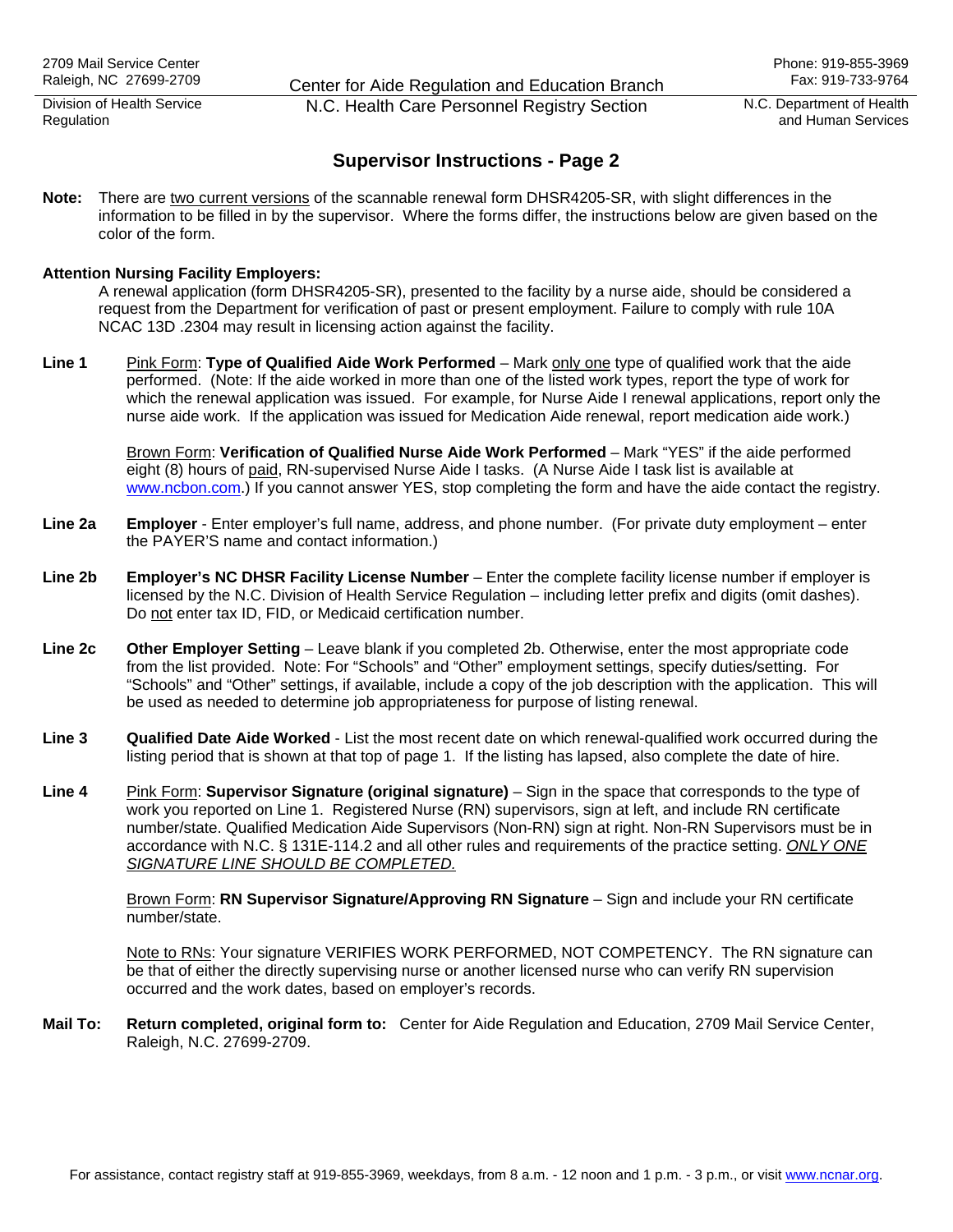2709 Mail Service Center
Raleigh, NC 27699-2709

Center for Aide Regulation and Education Branch

Phone: 919-855-3969
Fax: 919-733-9764

Division of Health Service Regulation

N.C. Health Care Personnel Registry Section

N.C. Department of Health and Human Services

## Supervisor Instructions - Page 2

**Note:** There are two current versions of the scannable renewal form DHSR4205-SR, with slight differences in the information to be filled in by the supervisor. Where the forms differ, the instructions below are given based on the color of the form.

**Attention Nursing Facility Employers:**
A renewal application (form DHSR4205-SR), presented to the facility by a nurse aide, should be considered a request from the Department for verification of past or present employment. Failure to comply with rule 10A NCAC 13D .2304 may result in licensing action against the facility.

**Line 1** Pink Form: **Type of Qualified Aide Work Performed** – Mark only one type of qualified work that the aide performed. (Note: If the aide worked in more than one of the listed work types, report the type of work for which the renewal application was issued. For example, for Nurse Aide I renewal applications, report only the nurse aide work. If the application was issued for Medication Aide renewal, report medication aide work.)

Brown Form: **Verification of Qualified Nurse Aide Work Performed** – Mark "YES" if the aide performed eight (8) hours of paid, RN-supervised Nurse Aide I tasks. (A Nurse Aide I task list is available at www.ncbon.com.) If you cannot answer YES, stop completing the form and have the aide contact the registry.

**Line 2a** **Employer** - Enter employer's full name, address, and phone number. (For private duty employment – enter the PAYER'S name and contact information.)

**Line 2b** **Employer's NC DHSR Facility License Number** – Enter the complete facility license number if employer is licensed by the N.C. Division of Health Service Regulation – including letter prefix and digits (omit dashes). Do not enter tax ID, FID, or Medicaid certification number.

**Line 2c** **Other Employer Setting** – Leave blank if you completed 2b. Otherwise, enter the most appropriate code from the list provided. Note: For "Schools" and "Other" employment settings, specify duties/setting. For "Schools" and "Other" settings, if available, include a copy of the job description with the application. This will be used as needed to determine job appropriateness for purpose of listing renewal.

**Line 3** **Qualified Date Aide Worked** - List the most recent date on which renewal-qualified work occurred during the listing period that is shown at that top of page 1. If the listing has lapsed, also complete the date of hire.

**Line 4** Pink Form: **Supervisor Signature (original signature)** – Sign in the space that corresponds to the type of work you reported on Line 1. Registered Nurse (RN) supervisors, sign at left, and include RN certificate number/state. Qualified Medication Aide Supervisors (Non-RN) sign at right. Non-RN Supervisors must be in accordance with N.C. § 131E-114.2 and all other rules and requirements of the practice setting. *ONLY ONE SIGNATURE LINE SHOULD BE COMPLETED.*

Brown Form: **RN Supervisor Signature/Approving RN Signature** – Sign and include your RN certificate number/state.

Note to RNs: Your signature VERIFIES WORK PERFORMED, NOT COMPETENCY. The RN signature can be that of either the directly supervising nurse or another licensed nurse who can verify RN supervision occurred and the work dates, based on employer's records.

**Mail To:** **Return completed, original form to:** Center for Aide Regulation and Education, 2709 Mail Service Center, Raleigh, N.C. 27699-2709.

For assistance, contact registry staff at 919-855-3969, weekdays, from 8 a.m. - 12 noon and 1 p.m. - 3 p.m., or visit www.ncnar.org.